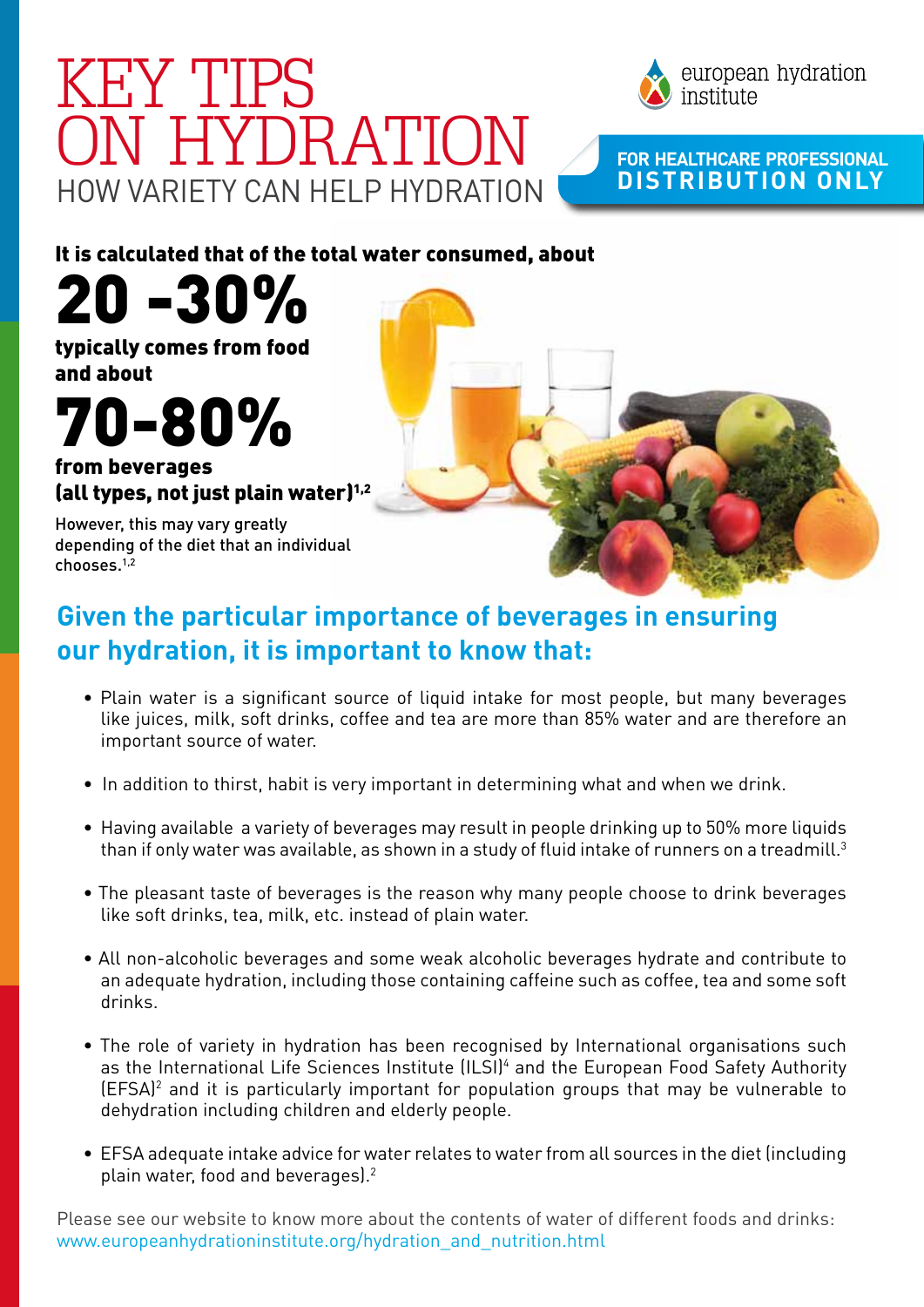# KEY TIPS ON HYDRATION

## HOW VARIETY CAN HELP HYDRATION

european hydration institute

**FOR HEALTHCARE PROFESSIONAL DISTRIBUTION ONLY**

**It is calculated that of the total water consumed, about**

# 20 -30%

**typically comes from food and about**

# 70-80%

**from beverages (all types, not just plain water)[1,2]**

However, this may vary greatly depending of the diet that an individual chooses.[1,2]

## Given the particular importance of beverages in ensuring our hydration, it is important to know that:

- Plain water is a significant source of liquid intake for most people, but many beverages like juices, milk, soft drinks, coffee and tea are more than 85% water and are therefore an important source of water.
- In addition to thirst, habit is very important in determining what and when we drink.
- Having available a variety of beverages may result in people drinking up to 50% more liquids than if only water was available, as shown in a study of fluid intake of runners on a treadmill.[3]
- The pleasant taste of beverages is the reason why many people choose to drink beverages like soft drinks, tea, milk, etc. instead of plain water.
- All non-alcoholic beverages and some weak alcoholic beverages hydrate and contribute to an adequate hydration, including those containing caffeine such as coffee, tea and some soft drinks.
- The role of variety in hydration has been recognised by International organisations such as the International Life Sciences Institute (ILSI)[4] and the European Food Safety Authority (EFSA)[2] and it is particularly important for population groups that may be vulnerable to dehydration including children and elderly people.
- EFSA adequate intake advice for water relates to water from all sources in the diet (including plain water, food and beverages).[2]

Please see our website to know more about the contents of water of different foods and drinks: www.europeanhydrationinstitute.org/hydration_and_nutrition.html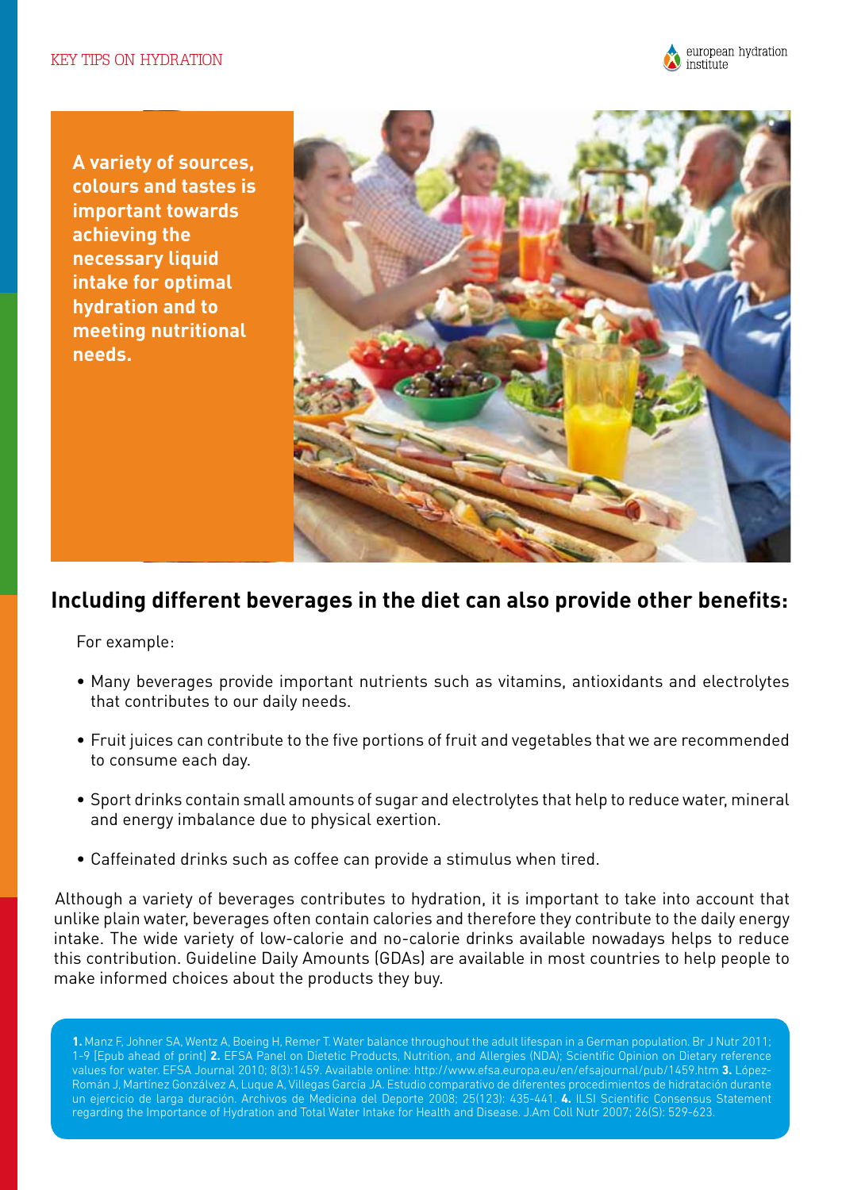A variety of sources, colours and tastes is important towards achieving the necessary liquid intake for optimal hydration and to meeting nutritional needs.

## Including different beverages in the diet can also provide other benefits:

For example:

- Many beverages provide important nutrients such as vitamins, antioxidants and electrolytes that contributes to our daily needs.
- Fruit juices can contribute to the five portions of fruit and vegetables that we are recommended to consume each day.
- Sport drinks contain small amounts of sugar and electrolytes that help to reduce water, mineral and energy imbalance due to physical exertion.
- Caffeinated drinks such as coffee can provide a stimulus when tired.

Although a variety of beverages contributes to hydration, it is important to take into account that unlike plain water, beverages often contain calories and therefore they contribute to the daily energy intake. The wide variety of low-calorie and no-calorie drinks available nowadays helps to reduce this contribution. Guideline Daily Amounts (GDAs) are available in most countries to help people to make informed choices about the products they buy.

**1.** Manz F, Johner SA, Wentz A, Boeing H, Remer T. Water balance throughout the adult lifespan in a German population. Br J Nutr 2011; 1-9 [Epub ahead of print] **2.** EFSA Panel on Dietetic Products, Nutrition, and Allergies (NDA); Scientific Opinion on Dietary reference values for water. EFSA Journal 2010; 8(3):1459. Available online: http://www.efsa.europa.eu/en/efsajournal/pub/1459.htm **3.** López-Román J, Martínez Gonzálvez A, Luque A, Villegas García JA. Estudio comparativo de diferentes procedimientos de hidratación durante un ejercicio de larga duración. Archivos de Medicina del Deporte 2008; 25(123): 435-441. **4.** ILSI Scientific Consensus Statement regarding the Importance of Hydration and Total Water Intake for Health and Disease. J.Am Coll Nutr 2007; 26(S): 529-623.